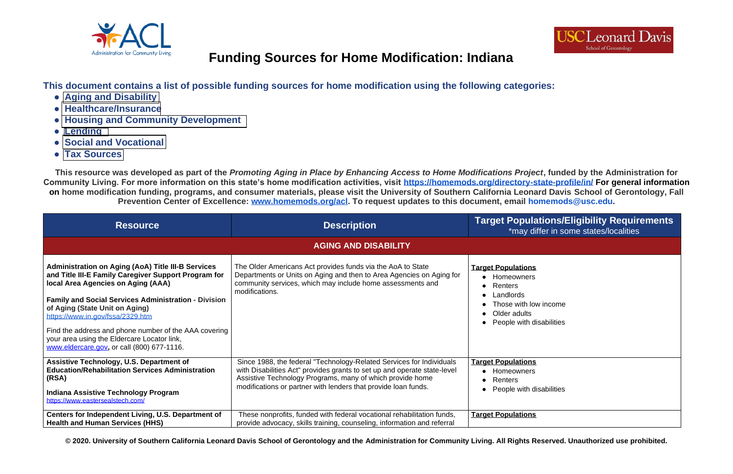# Funding Sources for Home Modification: Indiana

**This document contains a list of possible funding sources for home modification using the following categories:**

- **Aging and Disability**
- **Healthcare/Insurance**
- **Housing and Community Development**
- **Lending**
- **Social and Vocational**
- **Tax Sources**

**This resource was developed as part of the *Promoting Aging in Place by Enhancing Access to Home Modifications Project*, funded by the Administration for Community Living. For more information on this state's home modification activities, visit https://homemods.org/directory-state-profile/in/ For general information on home modification funding, programs, and consumer materials, please visit the University of Southern California Leonard Davis School of Gerontology, Fall Prevention Center of Excellence: www.homemods.org/acl. To request updates to this document, email homemods@usc.edu.**

| Resource | Description | Target Populations/Eligibility Requirements *may differ in some states/localities |
|---|---|---|
| **AGING AND DISABILITY** | | |
| **Administration on Aging (AoA) Title III-B Services and Title III-E Family Caregiver Support Program for local Area Agencies on Aging (AAA)**<br><br>**Family and Social Services Administration - Division of Aging (State Unit on Aging)**<br>https://www.in.gov/fssa/2329.htm<br><br>Find the address and phone number of the AAA covering your area using the Eldercare Locator link, www.eldercare.gov, or call (800) 677-1116. | The Older Americans Act provides funds via the AoA to State Departments or Units on Aging and then to Area Agencies on Aging for community services, which may include home assessments and modifications. | **Target Populations**<br>• Homeowners<br>• Renters<br>• Landlords<br>• Those with low income<br>• Older adults<br>• People with disabilities |
| **Assistive Technology, U.S. Department of Education/Rehabilitation Services Administration (RSA)**<br><br>**Indiana Assistive Technology Program**<br>https://www.eastersealstech.com/ | Since 1988, the federal "Technology-Related Services for Individuals with Disabilities Act" provides grants to set up and operate state-level Assistive Technology Programs, many of which provide home modifications or partner with lenders that provide loan funds. | **Target Populations**<br>• Homeowners<br>• Renters<br>• People with disabilities |
| **Centers for Independent Living, U.S. Department of Health and Human Services (HHS)** | These nonprofits, funded with federal vocational rehabilitation funds, provide advocacy, skills training, counseling, information and referral | **Target Populations** |

**© 2020. University of Southern California Leonard Davis School of Gerontology and the Administration for Community Living. All Rights Reserved. Unauthorized use prohibited.**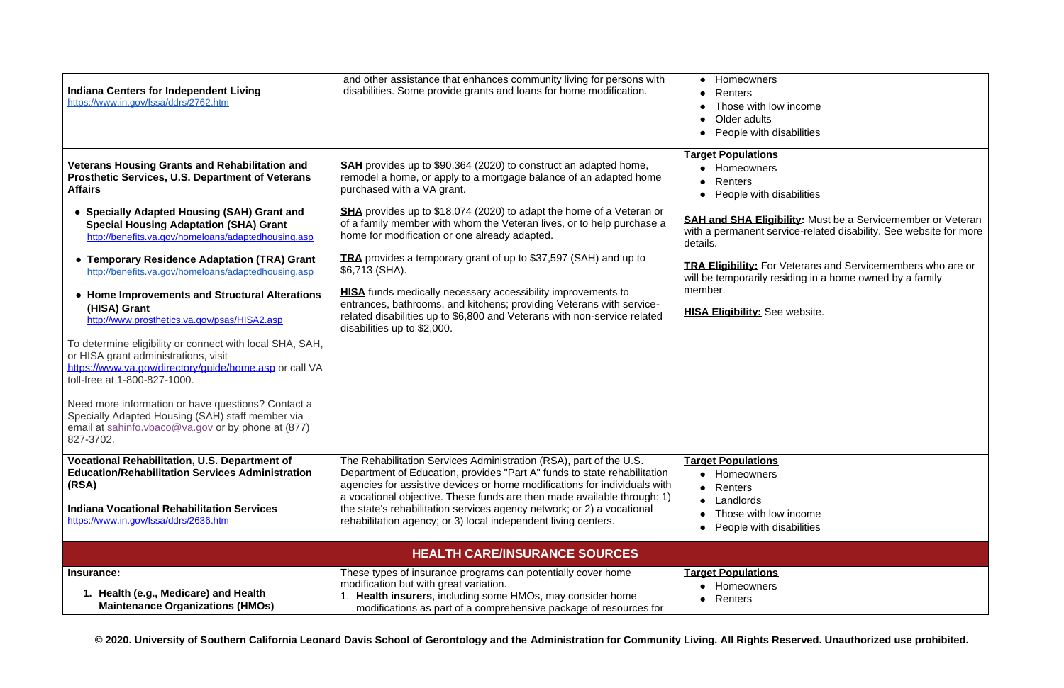| | | |
|---|---|---|
| **Indiana Centers for Independent Living** https://www.in.gov/fssa/ddrs/2762.htm | and other assistance that enhances community living for persons with disabilities. Some provide grants and loans for home modification. | • Homeowners<br>• Renters<br>• Those with low income<br>• Older adults<br>• People with disabilities |
| **Veterans Housing Grants and Rehabilitation and Prosthetic Services, U.S. Department of Veterans Affairs**<br>• **Specially Adapted Housing (SAH) Grant and Special Housing Adaptation (SHA) Grant** http://benefits.va.gov/homeloans/adaptedhousing.asp<br>• **Temporary Residence Adaptation (TRA) Grant** http://benefits.va.gov/homeloans/adaptedhousing.asp<br>• **Home Improvements and Structural Alterations (HISA) Grant** http://www.prosthetics.va.gov/psas/HISA2.asp<br>To determine eligibility or connect with local SHA, SAH, or HISA grant administrations, visit https://www.va.gov/directory/guide/home.asp or call VA toll-free at 1-800-827-1000.<br>Need more information or have questions? Contact a Specially Adapted Housing (SAH) staff member via email at sahinfo.vbaco@va.gov or by phone at (877) 827-3702. | **SAH** provides up to $90,364 (2020) to construct an adapted home, remodel a home, or apply to a mortgage balance of an adapted home purchased with a VA grant.<br>**SHA** provides up to $18,074 (2020) to adapt the home of a Veteran or of a family member with whom the Veteran lives, or to help purchase a home for modification or one already adapted.<br>**TRA** provides a temporary grant of up to $37,597 (SAH) and up to $6,713 (SHA).<br>**HISA** funds medically necessary accessibility improvements to entrances, bathrooms, and kitchens; providing Veterans with service-related disabilities up to $6,800 and Veterans with non-service related disabilities up to $2,000. | **Target Populations**<br>• Homeowners<br>• Renters<br>• People with disabilities<br>**SAH and SHA Eligibility:** Must be a Servicemember or Veteran with a permanent service-related disability. See website for more details.<br>**TRA Eligibility:** For Veterans and Servicemembers who are or will be temporarily residing in a home owned by a family member.<br>**HISA Eligibility:** See website. |
| **Vocational Rehabilitation, U.S. Department of Education/Rehabilitation Services Administration (RSA)**<br>**Indiana Vocational Rehabilitation Services** https://www.in.gov/fssa/ddrs/2636.htm | The Rehabilitation Services Administration (RSA), part of the U.S. Department of Education, provides "Part A" funds to state rehabilitation agencies for assistive devices or home modifications for individuals with a vocational objective. These funds are then made available through: 1) the state's rehabilitation services agency network; or 2) a vocational rehabilitation agency; or 3) local independent living centers. | **Target Populations**<br>• Homeowners<br>• Renters<br>• Landlords<br>• Those with low income<br>• People with disabilities |
| **HEALTH CARE/INSURANCE SOURCES** | | |
| **Insurance:**<br>1. **Health (e.g., Medicare) and Health Maintenance Organizations (HMOs)** | These types of insurance programs can potentially cover home modification but with great variation.<br>1. **Health insurers**, including some HMOs, may consider home modifications as part of a comprehensive package of resources for | **Target Populations**<br>• Homeowners<br>• Renters |

**© 2020. University of Southern California Leonard Davis School of Gerontology and the Administration for Community Living. All Rights Reserved. Unauthorized use prohibited.**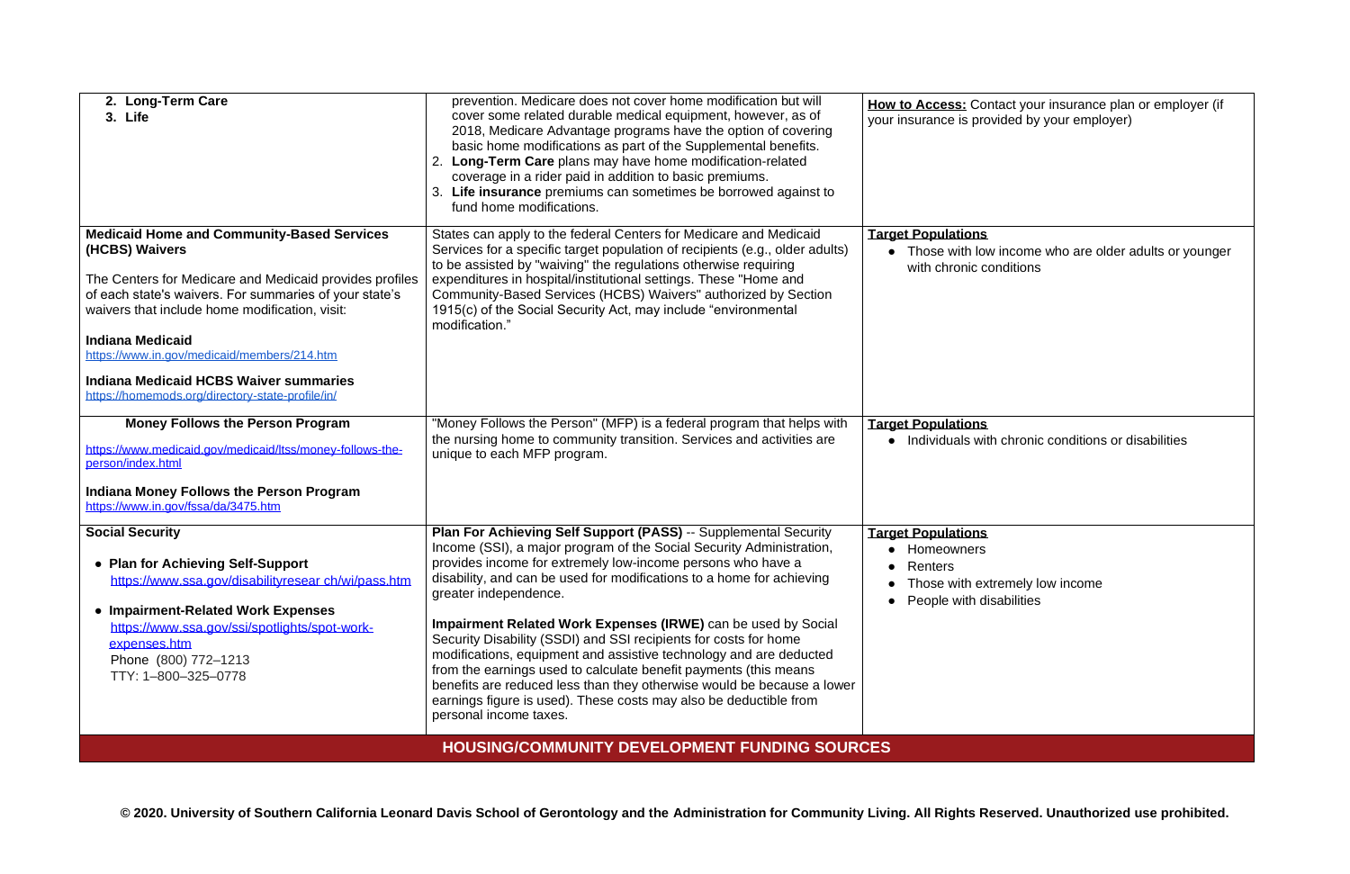| | | |
|---|---|---|
| 2. **Long-Term Care**<br>3. **Life** | prevention. Medicare does not cover home modification but will cover some related durable medical equipment, however, as of 2018, Medicare Advantage programs have the option of covering basic home modifications as part of the Supplemental benefits.<br>2. **Long-Term Care** plans may have home modification-related coverage in a rider paid in addition to basic premiums.<br>3. **Life insurance** premiums can sometimes be borrowed against to fund home modifications. | **How to Access:** Contact your insurance plan or employer (if your insurance is provided by your employer) |
| **Medicaid Home and Community-Based Services (HCBS) Waivers**<br><br>The Centers for Medicare and Medicaid provides profiles of each state's waivers. For summaries of your state's waivers that include home modification, visit:<br><br>**Indiana Medicaid**<br>https://www.in.gov/medicaid/members/214.htm<br><br>**Indiana Medicaid HCBS Waiver summaries**<br>https://homemods.org/directory-state-profile/in/ | States can apply to the federal Centers for Medicare and Medicaid Services for a specific target population of recipients (e.g., older adults) to be assisted by "waiving" the regulations otherwise requiring expenditures in hospital/institutional settings. These "Home and Community-Based Services (HCBS) Waivers" authorized by Section 1915(c) of the Social Security Act, may include "environmental modification." | **Target Populations**<br>• Those with low income who are older adults or younger with chronic conditions |
| **Money Follows the Person Program**<br><br>https://www.medicaid.gov/medicaid/ltss/money-follows-the-person/index.html<br><br>**Indiana Money Follows the Person Program**<br>https://www.in.gov/fssa/da/3475.htm | "Money Follows the Person" (MFP) is a federal program that helps with the nursing home to community transition. Services and activities are unique to each MFP program. | **Target Populations**<br>• Individuals with chronic conditions or disabilities |
| **Social Security**<br><br>• **Plan for Achieving Self-Support**<br>https://www.ssa.gov/disabilityresear ch/wi/pass.htm<br><br>• **Impairment-Related Work Expenses**<br>https://www.ssa.gov/ssi/spotlights/spot-work-expenses.htm<br>Phone (800) 772–1213<br>TTY: 1–800–325–0778 | **Plan For Achieving Self Support (PASS)** -- Supplemental Security Income (SSI), a major program of the Social Security Administration, provides income for extremely low-income persons who have a disability, and can be used for modifications to a home for achieving greater independence.<br><br>**Impairment Related Work Expenses (IRWE)** can be used by Social Security Disability (SSDI) and SSI recipients for costs for home modifications, equipment and assistive technology and are deducted from the earnings used to calculate benefit payments (this means benefits are reduced less than they otherwise would be because a lower earnings figure is used). These costs may also be deductible from personal income taxes. | **Target Populations**<br>• Homeowners<br>• Renters<br>• Those with extremely low income<br>• People with disabilities |
| **HOUSING/COMMUNITY DEVELOPMENT FUNDING SOURCES** | | |

**© 2020. University of Southern California Leonard Davis School of Gerontology and the Administration for Community Living. All Rights Reserved. Unauthorized use prohibited.**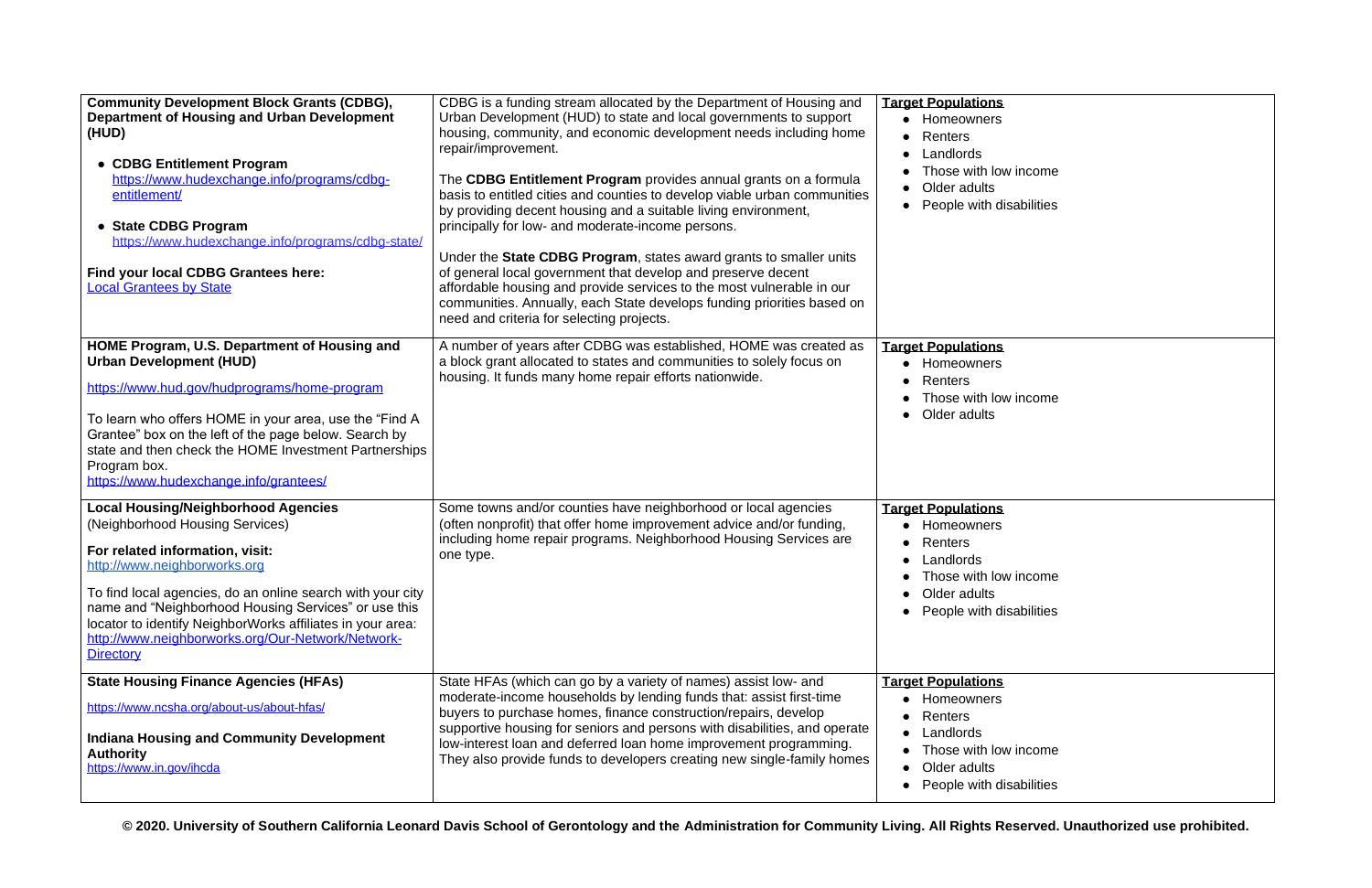| | | |
|---|---|---|
| **Community Development Block Grants (CDBG), Department of Housing and Urban Development (HUD)**<br><br>• **CDBG Entitlement Program** https://www.hudexchange.info/programs/cdbg-entitlement/<br><br>• **State CDBG Program** https://www.hudexchange.info/programs/cdbg-state/<br><br>**Find your local CDBG Grantees here:** Local Grantees by State | CDBG is a funding stream allocated by the Department of Housing and Urban Development (HUD) to state and local governments to support housing, community, and economic development needs including home repair/improvement.<br><br>The **CDBG Entitlement Program** provides annual grants on a formula basis to entitled cities and counties to develop viable urban communities by providing decent housing and a suitable living environment, principally for low- and moderate-income persons.<br><br>Under the **State CDBG Program**, states award grants to smaller units of general local government that develop and preserve decent affordable housing and provide services to the most vulnerable in our communities. Annually, each State develops funding priorities based on need and criteria for selecting projects. | **Target Populations**<br>• Homeowners<br>• Renters<br>• Landlords<br>• Those with low income<br>• Older adults<br>• People with disabilities |
| **HOME Program, U.S. Department of Housing and Urban Development (HUD)**<br><br>https://www.hud.gov/hudprograms/home-program<br><br>To learn who offers HOME in your area, use the "Find A Grantee" box on the left of the page below. Search by state and then check the HOME Investment Partnerships Program box.<br>https://www.hudexchange.info/grantees/ | A number of years after CDBG was established, HOME was created as a block grant allocated to states and communities to solely focus on housing. It funds many home repair efforts nationwide. | **Target Populations**<br>• Homeowners<br>• Renters<br>• Those with low income<br>• Older adults |
| **Local Housing/Neighborhood Agencies** (Neighborhood Housing Services)<br><br>**For related information, visit:** http://www.neighborworks.org<br><br>To find local agencies, do an online search with your city name and "Neighborhood Housing Services" or use this locator to identify NeighborWorks affiliates in your area: http://www.neighborworks.org/Our-Network/Network-Directory | Some towns and/or counties have neighborhood or local agencies (often nonprofit) that offer home improvement advice and/or funding, including home repair programs. Neighborhood Housing Services are one type. | **Target Populations**<br>• Homeowners<br>• Renters<br>• Landlords<br>• Those with low income<br>• Older adults<br>• People with disabilities |
| **State Housing Finance Agencies (HFAs)**<br><br>https://www.ncsha.org/about-us/about-hfas/<br><br>**Indiana Housing and Community Development Authority**<br>https://www.in.gov/ihcda | State HFAs (which can go by a variety of names) assist low- and moderate-income households by lending funds that: assist first-time buyers to purchase homes, finance construction/repairs, develop supportive housing for seniors and persons with disabilities, and operate low-interest loan and deferred loan home improvement programming. They also provide funds to developers creating new single-family homes | **Target Populations**<br>• Homeowners<br>• Renters<br>• Landlords<br>• Those with low income<br>• Older adults<br>• People with disabilities |

**© 2020. University of Southern California Leonard Davis School of Gerontology and the Administration for Community Living. All Rights Reserved. Unauthorized use prohibited.**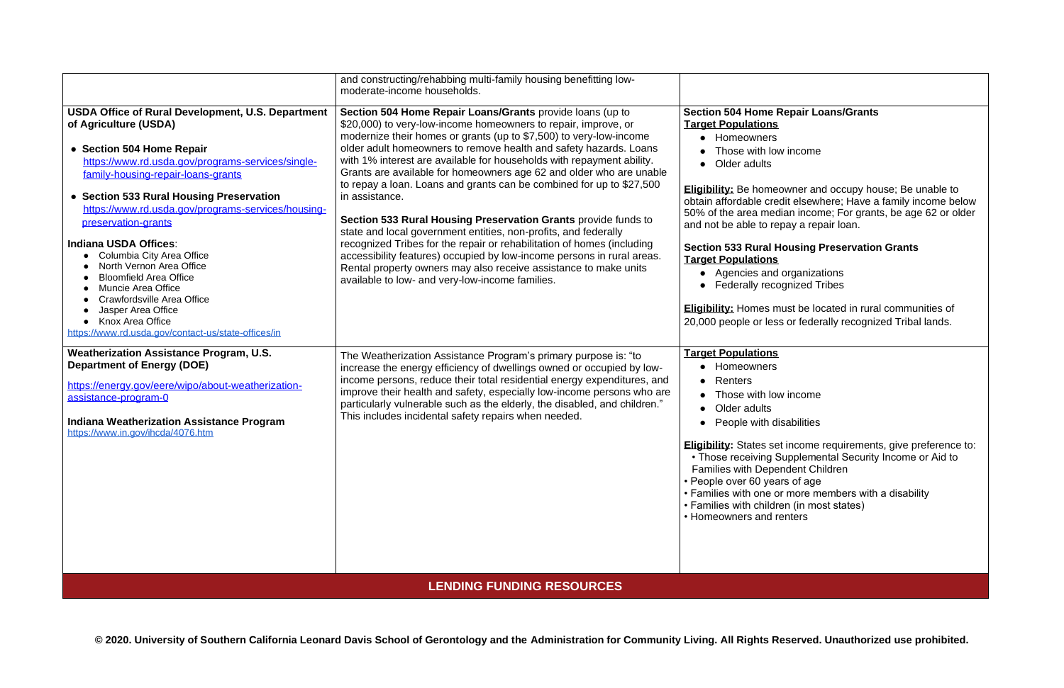| | | |
|---|---|---|
| | and constructing/rehabbing multi-family housing benefitting low-moderate-income households. | |
| **USDA Office of Rural Development, U.S. Department of Agriculture (USDA)**<br><br>• **Section 504 Home Repair** https://www.rd.usda.gov/programs-services/single-family-housing-repair-loans-grants<br><br>• **Section 533 Rural Housing Preservation** https://www.rd.usda.gov/programs-services/housing-preservation-grants<br><br>**Indiana USDA Offices**:<br>• Columbia City Area Office<br>• North Vernon Area Office<br>• Bloomfield Area Office<br>• Muncie Area Office<br>• Crawfordsville Area Office<br>• Jasper Area Office<br>• Knox Area Office<br>https://www.rd.usda.gov/contact-us/state-offices/in | **Section 504 Home Repair Loans/Grants** provide loans (up to $20,000) to very-low-income homeowners to repair, improve, or modernize their homes or grants (up to $7,500) to very-low-income older adult homeowners to remove health and safety hazards. Loans with 1% interest are available for households with repayment ability. Grants are available for homeowners age 62 and older who are unable to repay a loan. Loans and grants can be combined for up to $27,500 in assistance.<br><br>**Section 533 Rural Housing Preservation Grants** provide funds to state and local government entities, non-profits, and federally recognized Tribes for the repair or rehabilitation of homes (including accessibility features) occupied by low-income persons in rural areas. Rental property owners may also receive assistance to make units available to low- and very-low-income families. | **Section 504 Home Repair Loans/Grants**<br>**Target Populations**<br>• Homeowners<br>• Those with low income<br>• Older adults<br><br>**Eligibility:** Be homeowner and occupy house; Be unable to obtain affordable credit elsewhere; Have a family income below 50% of the area median income; For grants, be age 62 or older and not be able to repay a repair loan.<br><br>**Section 533 Rural Housing Preservation Grants**<br>**Target Populations**<br>• Agencies and organizations<br>• Federally recognized Tribes<br><br>**Eligibility:** Homes must be located in rural communities of 20,000 people or less or federally recognized Tribal lands. |
| **Weatherization Assistance Program, U.S. Department of Energy (DOE)**<br><br>https://energy.gov/eere/wipo/about-weatherization-assistance-program-0<br><br>**Indiana Weatherization Assistance Program**<br>https://www.in.gov/ihcda/4076.htm | The Weatherization Assistance Program's primary purpose is: "to increase the energy efficiency of dwellings owned or occupied by low-income persons, reduce their total residential energy expenditures, and improve their health and safety, especially low-income persons who are particularly vulnerable such as the elderly, the disabled, and children." This includes incidental safety repairs when needed. | **Target Populations**<br>• Homeowners<br>• Renters<br>• Those with low income<br>• Older adults<br>• People with disabilities<br><br>**Eligibility**: States set income requirements, give preference to:<br>• Those receiving Supplemental Security Income or Aid to Families with Dependent Children<br>• People over 60 years of age<br>• Families with one or more members with a disability<br>• Families with children (in most states)<br>• Homeowners and renters |

## LENDING FUNDING RESOURCES

**© 2020. University of Southern California Leonard Davis School of Gerontology and the Administration for Community Living. All Rights Reserved. Unauthorized use prohibited.**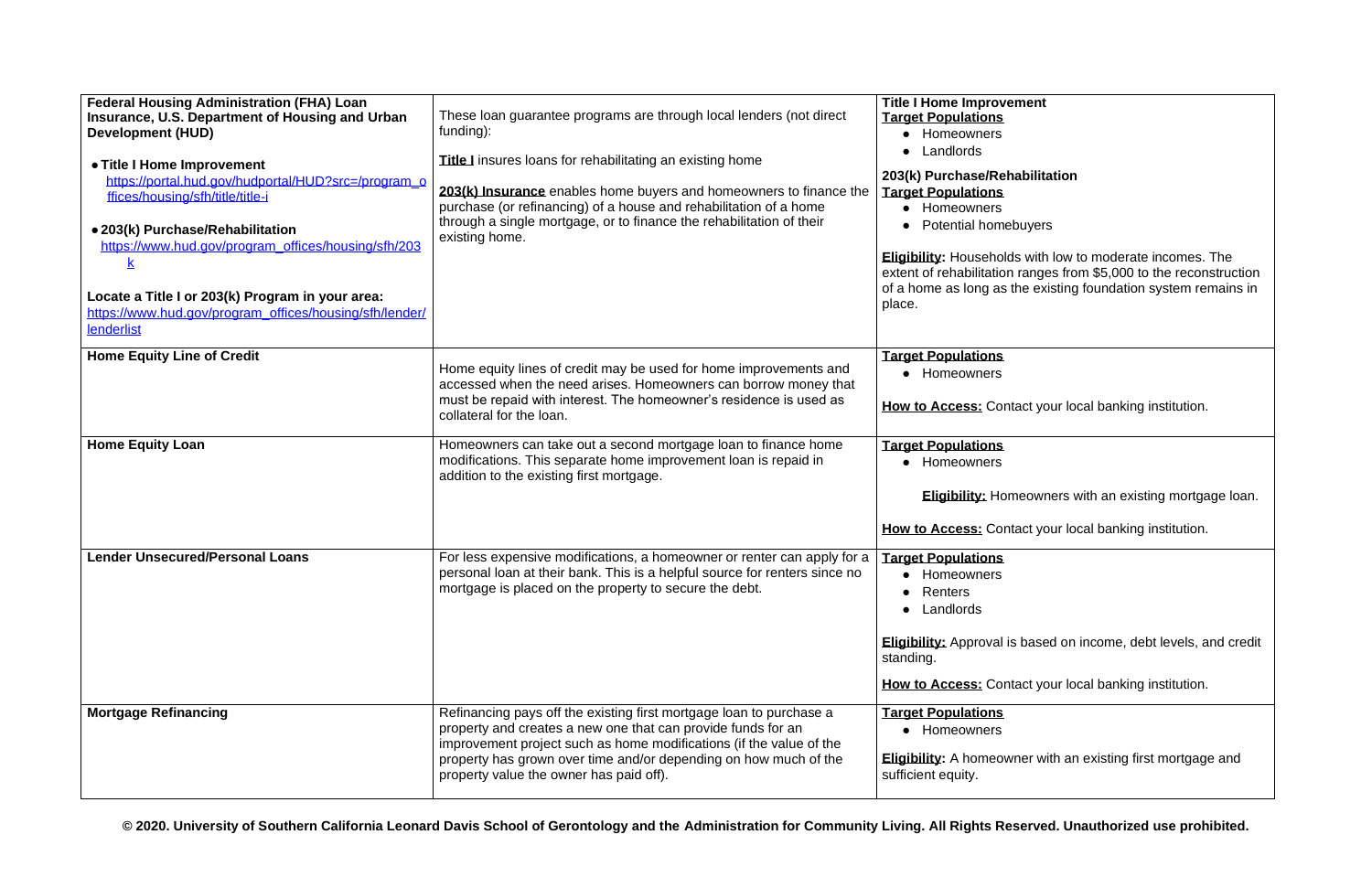| | | |
|---|---|---|
| **Federal Housing Administration (FHA) Loan Insurance, U.S. Department of Housing and Urban Development (HUD)**<br><br>• **Title I Home Improvement** https://portal.hud.gov/hudportal/HUD?src=/program_offices/housing/sfh/title/title-i<br><br>• **203(k) Purchase/Rehabilitation** https://www.hud.gov/program_offices/housing/sfh/203k<br><br>**Locate a Title I or 203(k) Program in your area:** https://www.hud.gov/program_offices/housing/sfh/lender/lenderlist | These loan guarantee programs are through local lenders (not direct funding):<br><br>**Title I** insures loans for rehabilitating an existing home<br><br>**203(k) Insurance** enables home buyers and homeowners to finance the purchase (or refinancing) of a house and rehabilitation of a home through a single mortgage, or to finance the rehabilitation of their existing home. | **Title I Home Improvement**<br>**Target Populations**<br>• Homeowners<br>• Landlords<br><br>**203(k) Purchase/Rehabilitation**<br>**Target Populations**<br>• Homeowners<br>• Potential homebuyers<br><br>**Eligibility:** Households with low to moderate incomes. The extent of rehabilitation ranges from $5,000 to the reconstruction of a home as long as the existing foundation system remains in place. |
| **Home Equity Line of Credit** | Home equity lines of credit may be used for home improvements and accessed when the need arises. Homeowners can borrow money that must be repaid with interest. The homeowner's residence is used as collateral for the loan. | **Target Populations**<br>• Homeowners<br><br>**How to Access:** Contact your local banking institution. |
| **Home Equity Loan** | Homeowners can take out a second mortgage loan to finance home modifications. This separate home improvement loan is repaid in addition to the existing first mortgage. | **Target Populations**<br>• Homeowners<br><br>**Eligibility:** Homeowners with an existing mortgage loan.<br><br>**How to Access:** Contact your local banking institution. |
| **Lender Unsecured/Personal Loans** | For less expensive modifications, a homeowner or renter can apply for a personal loan at their bank. This is a helpful source for renters since no mortgage is placed on the property to secure the debt. | **Target Populations**<br>• Homeowners<br>• Renters<br>• Landlords<br><br>**Eligibility:** Approval is based on income, debt levels, and credit standing.<br><br>**How to Access:** Contact your local banking institution. |
| **Mortgage Refinancing** | Refinancing pays off the existing first mortgage loan to purchase a property and creates a new one that can provide funds for an improvement project such as home modifications (if the value of the property has grown over time and/or depending on how much of the property value the owner has paid off). | **Target Populations**<br>• Homeowners<br><br>**Eligibility:** A homeowner with an existing first mortgage and sufficient equity. |

**© 2020. University of Southern California Leonard Davis School of Gerontology and the Administration for Community Living. All Rights Reserved. Unauthorized use prohibited.**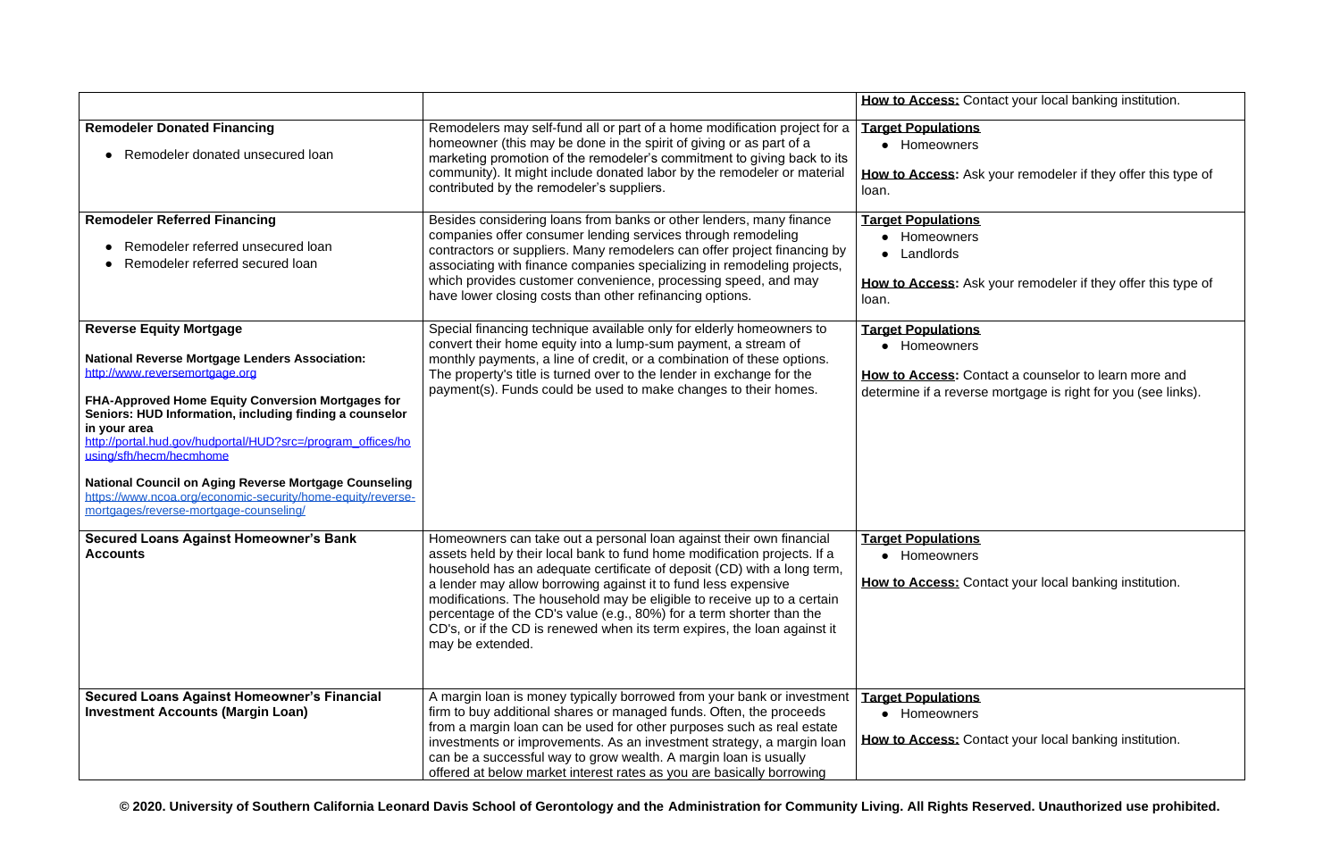| | | |
|---|---|---|
| | | **How to Access:** Contact your local banking institution. |
| **Remodeler Donated Financing**<br><br>• Remodeler donated unsecured loan | Remodelers may self-fund all or part of a home modification project for a homeowner (this may be done in the spirit of giving or as part of a marketing promotion of the remodeler's commitment to giving back to its community). It might include donated labor by the remodeler or material contributed by the remodeler's suppliers. | **Target Populations**<br>• Homeowners<br><br>**How to Access:** Ask your remodeler if they offer this type of loan. |
| **Remodeler Referred Financing**<br><br>• Remodeler referred unsecured loan<br>• Remodeler referred secured loan | Besides considering loans from banks or other lenders, many finance companies offer consumer lending services through remodeling contractors or suppliers. Many remodelers can offer project financing by associating with finance companies specializing in remodeling projects, which provides customer convenience, processing speed, and may have lower closing costs than other refinancing options. | **Target Populations**<br>• Homeowners<br>• Landlords<br><br>**How to Access:** Ask your remodeler if they offer this type of loan. |
| **Reverse Equity Mortgage**<br><br>**National Reverse Mortgage Lenders Association:** http://www.reversemortgage.org<br><br>**FHA-Approved Home Equity Conversion Mortgages for Seniors: HUD Information, including finding a counselor in your area** http://portal.hud.gov/hudportal/HUD?src=/program_offices/housing/sfh/hecm/hecmhome<br><br>**National Council on Aging Reverse Mortgage Counseling** https://www.ncoa.org/economic-security/home-equity/reverse-mortgages/reverse-mortgage-counseling/ | Special financing technique available only for elderly homeowners to convert their home equity into a lump-sum payment, a stream of monthly payments, a line of credit, or a combination of these options. The property's title is turned over to the lender in exchange for the payment(s). Funds could be used to make changes to their homes. | **Target Populations**<br>• Homeowners<br><br>**How to Access:** Contact a counselor to learn more and determine if a reverse mortgage is right for you (see links). |
| **Secured Loans Against Homeowner's Bank Accounts** | Homeowners can take out a personal loan against their own financial assets held by their local bank to fund home modification projects. If a household has an adequate certificate of deposit (CD) with a long term, a lender may allow borrowing against it to fund less expensive modifications. The household may be eligible to receive up to a certain percentage of the CD's value (e.g., 80%) for a term shorter than the CD's, or if the CD is renewed when its term expires, the loan against it may be extended. | **Target Populations**<br>• Homeowners<br><br>**How to Access:** Contact your local banking institution. |
| **Secured Loans Against Homeowner's Financial Investment Accounts (Margin Loan)** | A margin loan is money typically borrowed from your bank or investment firm to buy additional shares or managed funds. Often, the proceeds from a margin loan can be used for other purposes such as real estate investments or improvements. As an investment strategy, a margin loan can be a successful way to grow wealth. A margin loan is usually offered at below market interest rates as you are basically borrowing | **Target Populations**<br>• Homeowners<br><br>**How to Access:** Contact your local banking institution. |

**© 2020. University of Southern California Leonard Davis School of Gerontology and the Administration for Community Living. All Rights Reserved. Unauthorized use prohibited.**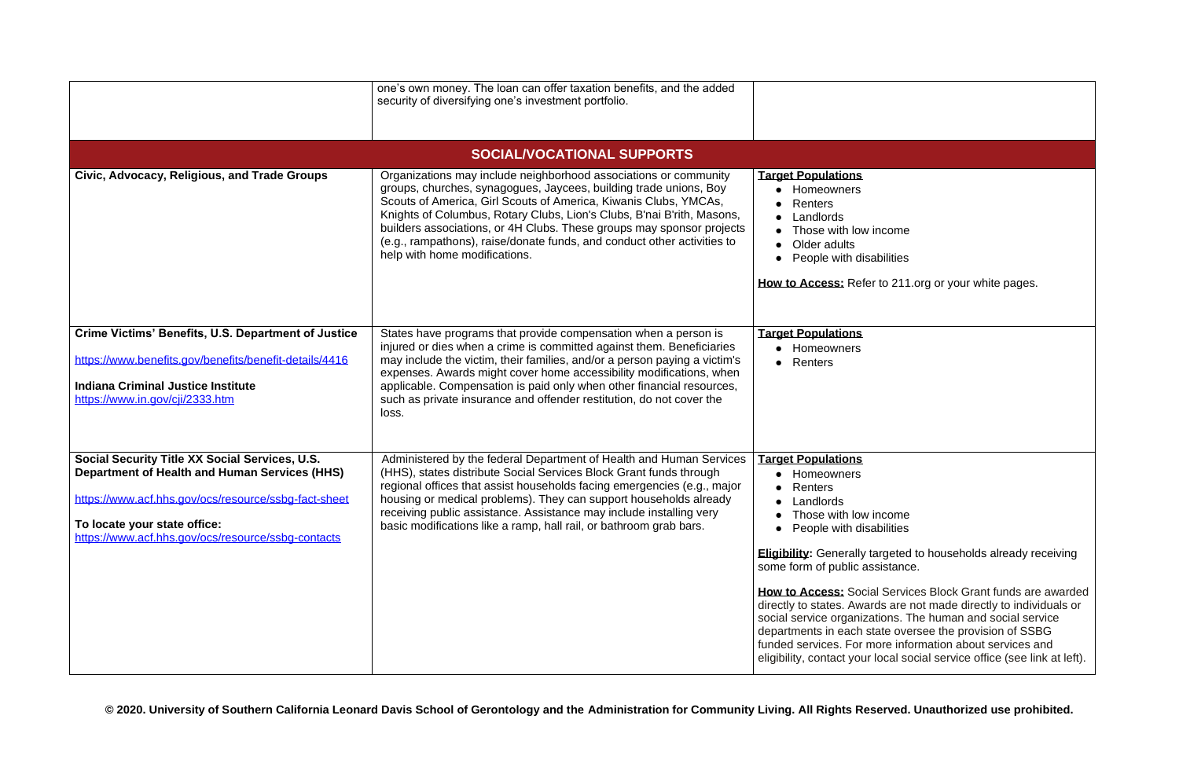| | | |
|---|---|---|
| | one's own money. The loan can offer taxation benefits, and the added security of diversifying one's investment portfolio. | |
| **SOCIAL/VOCATIONAL SUPPORTS** | | |
| **Civic, Advocacy, Religious, and Trade Groups** | Organizations may include neighborhood associations or community groups, churches, synagogues, Jaycees, building trade unions, Boy Scouts of America, Girl Scouts of America, Kiwanis Clubs, YMCAs, Knights of Columbus, Rotary Clubs, Lion's Clubs, B'nai B'rith, Masons, builders associations, or 4H Clubs. These groups may sponsor projects (e.g., rampathons), raise/donate funds, and conduct other activities to help with home modifications. | **Target Populations**<br>• Homeowners<br>• Renters<br>• Landlords<br>• Those with low income<br>• Older adults<br>• People with disabilities<br><br>**How to Access:** Refer to 211.org or your white pages. |
| **Crime Victims' Benefits, U.S. Department of Justice**<br><br>https://www.benefits.gov/benefits/benefit-details/4416<br><br>**Indiana Criminal Justice Institute**<br>https://www.in.gov/cji/2333.htm | States have programs that provide compensation when a person is injured or dies when a crime is committed against them. Beneficiaries may include the victim, their families, and/or a person paying a victim's expenses. Awards might cover home accessibility modifications, when applicable. Compensation is paid only when other financial resources, such as private insurance and offender restitution, do not cover the loss. | **Target Populations**<br>• Homeowners<br>• Renters |
| **Social Security Title XX Social Services, U.S. Department of Health and Human Services (HHS)**<br><br>https://www.acf.hhs.gov/ocs/resource/ssbg-fact-sheet<br><br>**To locate your state office:**<br>https://www.acf.hhs.gov/ocs/resource/ssbg-contacts | Administered by the federal Department of Health and Human Services (HHS), states distribute Social Services Block Grant funds through regional offices that assist households facing emergencies (e.g., major housing or medical problems). They can support households already receiving public assistance. Assistance may include installing very basic modifications like a ramp, hall rail, or bathroom grab bars. | **Target Populations**<br>• Homeowners<br>• Renters<br>• Landlords<br>• Those with low income<br>• People with disabilities<br><br>**Eligibility:** Generally targeted to households already receiving some form of public assistance.<br><br>**How to Access:** Social Services Block Grant funds are awarded directly to states. Awards are not made directly to individuals or social service organizations. The human and social service departments in each state oversee the provision of SSBG funded services. For more information about services and eligibility, contact your local social service office (see link at left). |

**© 2020. University of Southern California Leonard Davis School of Gerontology and the Administration for Community Living. All Rights Reserved. Unauthorized use prohibited.**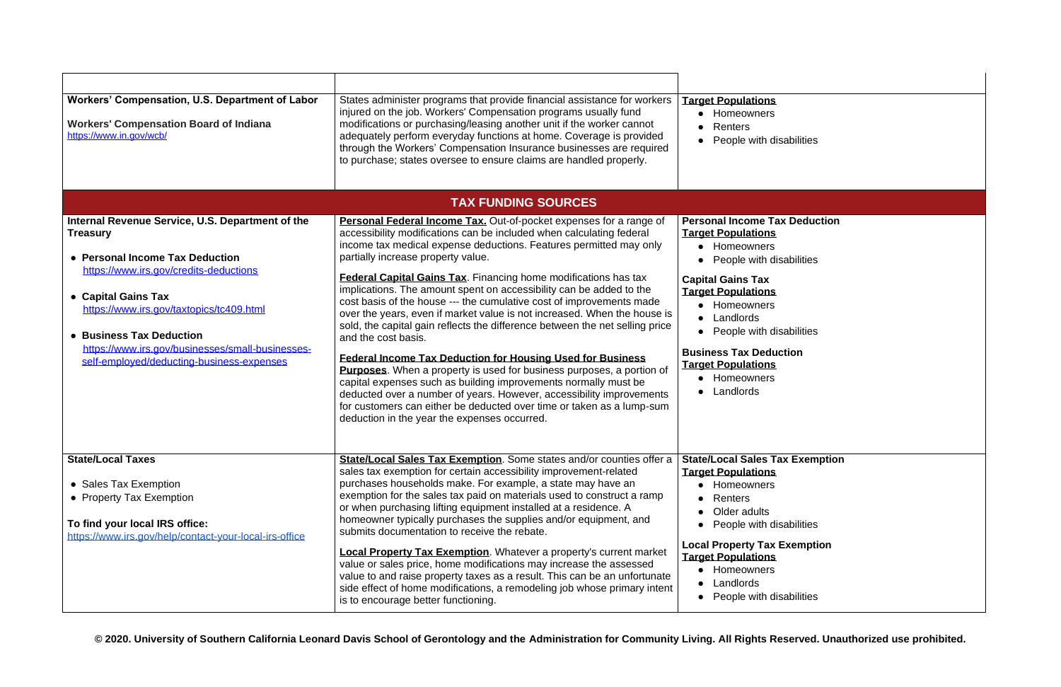| | | |
|---|---|---|
| | | |
| **Workers' Compensation, U.S. Department of Labor**<br><br>**Workers' Compensation Board of Indiana**<br>https://www.in.gov/wcb/ | States administer programs that provide financial assistance for workers injured on the job. Workers' Compensation programs usually fund modifications or purchasing/leasing another unit if the worker cannot adequately perform everyday functions at home. Coverage is provided through the Workers' Compensation Insurance businesses are required to purchase; states oversee to ensure claims are handled properly. | **Target Populations**<br>• Homeowners<br>• Renters<br>• People with disabilities |
| **TAX FUNDING SOURCES** | | |
| **Internal Revenue Service, U.S. Department of the Treasury**<br><br>• **Personal Income Tax Deduction**<br>https://www.irs.gov/credits-deductions<br><br>• **Capital Gains Tax**<br>https://www.irs.gov/taxtopics/tc409.html<br><br>• **Business Tax Deduction**<br>https://www.irs.gov/businesses/small-businesses-self-employed/deducting-business-expenses | **Personal Federal Income Tax.** Out-of-pocket expenses for a range of accessibility modifications can be included when calculating federal income tax medical expense deductions. Features permitted may only partially increase property value.<br><br>**Federal Capital Gains Tax**. Financing home modifications has tax implications. The amount spent on accessibility can be added to the cost basis of the house --- the cumulative cost of improvements made over the years, even if market value is not increased. When the house is sold, the capital gain reflects the difference between the net selling price and the cost basis.<br><br>**Federal Income Tax Deduction for Housing Used for Business Purposes**. When a property is used for business purposes, a portion of capital expenses such as building improvements normally must be deducted over a number of years. However, accessibility improvements for customers can either be deducted over time or taken as a lump-sum deduction in the year the expenses occurred. | **Personal Income Tax Deduction**<br>**Target Populations**<br>• Homeowners<br>• People with disabilities<br><br>**Capital Gains Tax**<br>**Target Populations**<br>• Homeowners<br>• Landlords<br>• People with disabilities<br><br>**Business Tax Deduction**<br>**Target Populations**<br>• Homeowners<br>• Landlords |
| **State/Local Taxes**<br><br>• Sales Tax Exemption<br>• Property Tax Exemption<br><br>**To find your local IRS office:**<br>https://www.irs.gov/help/contact-your-local-irs-office | **State/Local Sales Tax Exemption**. Some states and/or counties offer a sales tax exemption for certain accessibility improvement-related purchases households make. For example, a state may have an exemption for the sales tax paid on materials used to construct a ramp or when purchasing lifting equipment installed at a residence. A homeowner typically purchases the supplies and/or equipment, and submits documentation to receive the rebate.<br><br>**Local Property Tax Exemption**. Whatever a property's current market value or sales price, home modifications may increase the assessed value to and raise property taxes as a result. This can be an unfortunate side effect of home modifications, a remodeling job whose primary intent is to encourage better functioning. | **State/Local Sales Tax Exemption**<br>**Target Populations**<br>• Homeowners<br>• Renters<br>• Older adults<br>• People with disabilities<br><br>**Local Property Tax Exemption**<br>**Target Populations**<br>• Homeowners<br>• Landlords<br>• People with disabilities |

**© 2020. University of Southern California Leonard Davis School of Gerontology and the Administration for Community Living. All Rights Reserved. Unauthorized use prohibited.**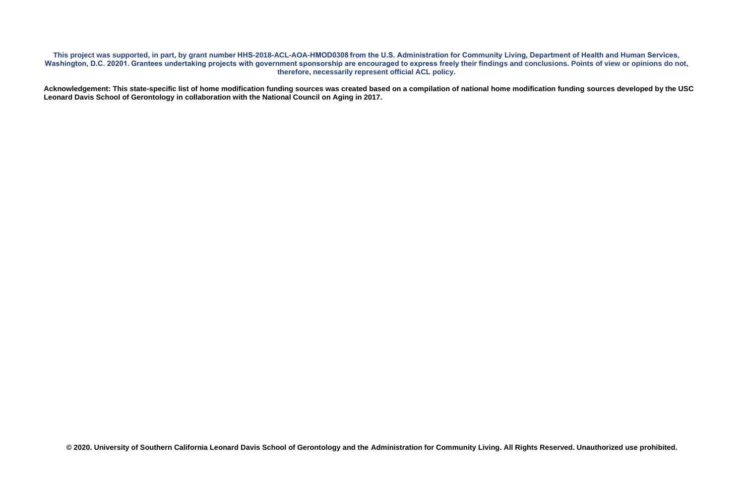**This project was supported, in part, by grant number HHS-2018-ACL-AOA-HMOD0308 from the U.S. Administration for Community Living, Department of Health and Human Services, Washington, D.C. 20201. Grantees undertaking projects with government sponsorship are encouraged to express freely their findings and conclusions. Points of view or opinions do not, therefore, necessarily represent official ACL policy.**

**Acknowledgement: This state-specific list of home modification funding sources was created based on a compilation of national home modification funding sources developed by the USC Leonard Davis School of Gerontology in collaboration with the National Council on Aging in 2017.**

**© 2020. University of Southern California Leonard Davis School of Gerontology and the Administration for Community Living. All Rights Reserved. Unauthorized use prohibited.**